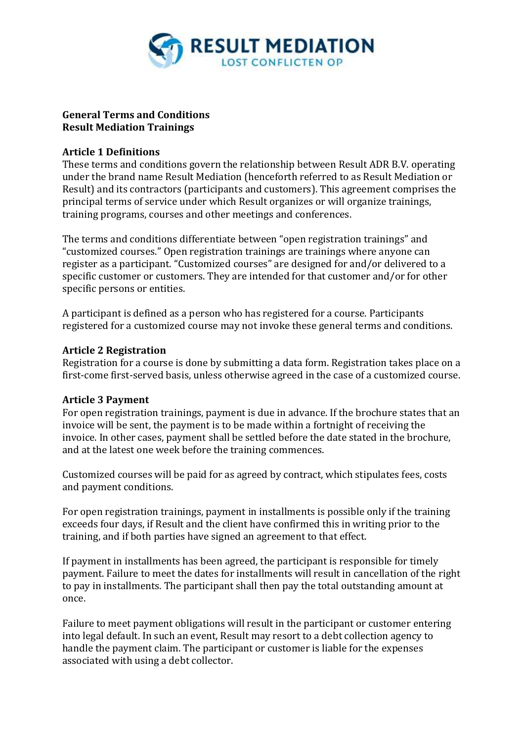**General Terms and Conditions**
**Result Mediation Trainings**

**Article 1 Definitions**
These terms and conditions govern the relationship between Result ADR B.V. operating under the brand name Result Mediation (henceforth referred to as Result Mediation or Result) and its contractors (participants and customers). This agreement comprises the principal terms of service under which Result organizes or will organize trainings, training programs, courses and other meetings and conferences.

The terms and conditions differentiate between "open registration trainings" and "customized courses." Open registration trainings are trainings where anyone can register as a participant. "Customized courses" are designed for and/or delivered to a specific customer or customers. They are intended for that customer and/or for other specific persons or entities.

A participant is defined as a person who has registered for a course. Participants registered for a customized course may not invoke these general terms and conditions.

**Article 2 Registration**
Registration for a course is done by submitting a data form. Registration takes place on a first-come first-served basis, unless otherwise agreed in the case of a customized course.

**Article 3 Payment**
For open registration trainings, payment is due in advance. If the brochure states that an invoice will be sent, the payment is to be made within a fortnight of receiving the invoice. In other cases, payment shall be settled before the date stated in the brochure, and at the latest one week before the training commences.

Customized courses will be paid for as agreed by contract, which stipulates fees, costs and payment conditions.

For open registration trainings, payment in installments is possible only if the training exceeds four days, if Result and the client have confirmed this in writing prior to the training, and if both parties have signed an agreement to that effect.

If payment in installments has been agreed, the participant is responsible for timely payment. Failure to meet the dates for installments will result in cancellation of the right to pay in installments. The participant shall then pay the total outstanding amount at once.

Failure to meet payment obligations will result in the participant or customer entering into legal default. In such an event, Result may resort to a debt collection agency to handle the payment claim. The participant or customer is liable for the expenses associated with using a debt collector.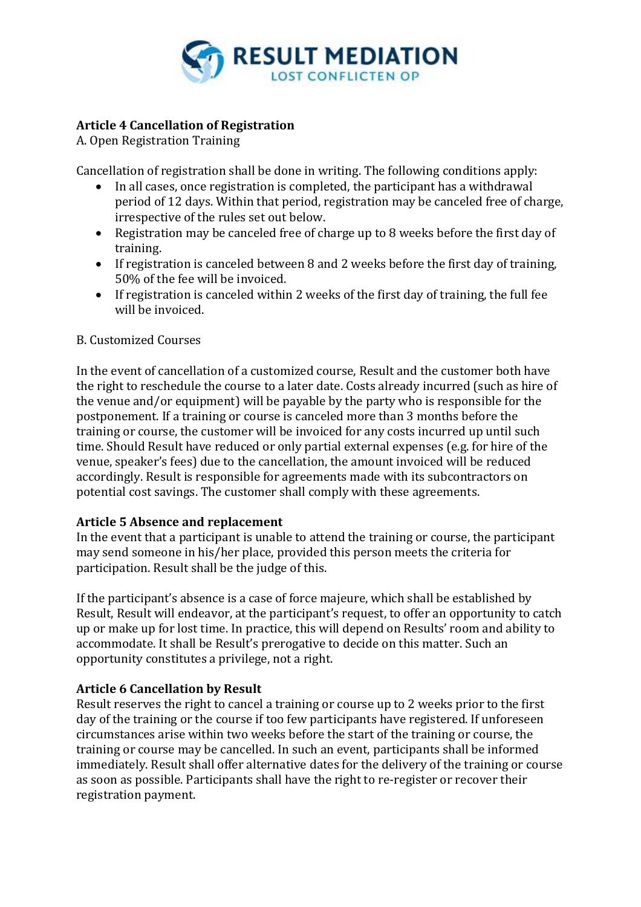## Article 4 Cancellation of Registration

A. Open Registration Training

Cancellation of registration shall be done in writing. The following conditions apply:

- In all cases, once registration is completed, the participant has a withdrawal period of 12 days. Within that period, registration may be canceled free of charge, irrespective of the rules set out below.
- Registration may be canceled free of charge up to 8 weeks before the first day of training.
- If registration is canceled between 8 and 2 weeks before the first day of training, 50% of the fee will be invoiced.
- If registration is canceled within 2 weeks of the first day of training, the full fee will be invoiced.

B. Customized Courses

In the event of cancellation of a customized course, Result and the customer both have the right to reschedule the course to a later date. Costs already incurred (such as hire of the venue and/or equipment) will be payable by the party who is responsible for the postponement. If a training or course is canceled more than 3 months before the training or course, the customer will be invoiced for any costs incurred up until such time. Should Result have reduced or only partial external expenses (e.g. for hire of the venue, speaker's fees) due to the cancellation, the amount invoiced will be reduced accordingly. Result is responsible for agreements made with its subcontractors on potential cost savings. The customer shall comply with these agreements.

## Article 5 Absence and replacement

In the event that a participant is unable to attend the training or course, the participant may send someone in his/her place, provided this person meets the criteria for participation. Result shall be the judge of this.

If the participant's absence is a case of force majeure, which shall be established by Result, Result will endeavor, at the participant's request, to offer an opportunity to catch up or make up for lost time. In practice, this will depend on Results' room and ability to accommodate. It shall be Result's prerogative to decide on this matter. Such an opportunity constitutes a privilege, not a right.

## Article 6 Cancellation by Result

Result reserves the right to cancel a training or course up to 2 weeks prior to the first day of the training or the course if too few participants have registered. If unforeseen circumstances arise within two weeks before the start of the training or course, the training or course may be cancelled. In such an event, participants shall be informed immediately. Result shall offer alternative dates for the delivery of the training or course as soon as possible. Participants shall have the right to re-register or recover their registration payment.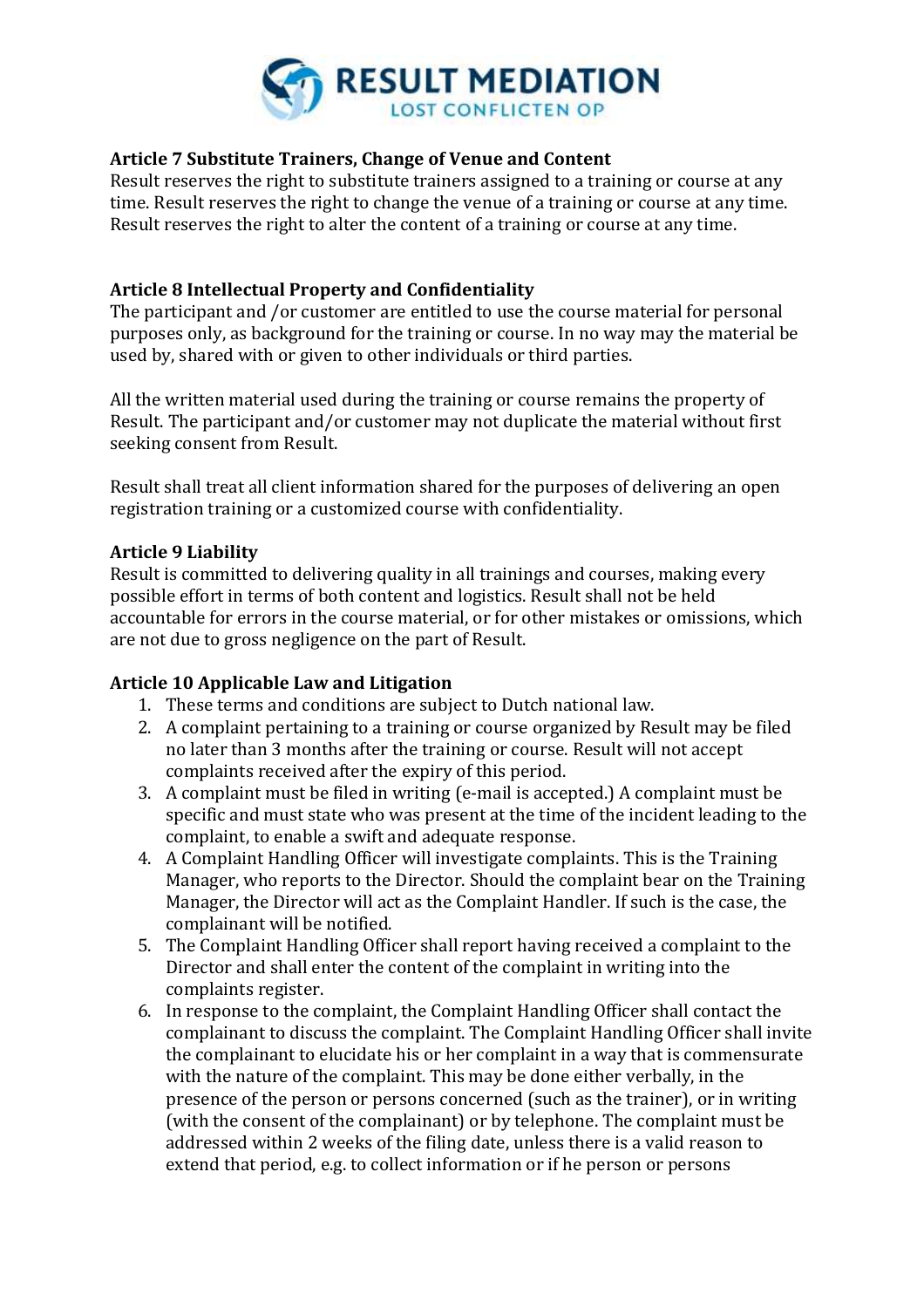### Article 7 Substitute Trainers, Change of Venue and Content

Result reserves the right to substitute trainers assigned to a training or course at any time. Result reserves the right to change the venue of a training or course at any time. Result reserves the right to alter the content of a training or course at any time.

### Article 8 Intellectual Property and Confidentiality

The participant and /or customer are entitled to use the course material for personal purposes only, as background for the training or course. In no way may the material be used by, shared with or given to other individuals or third parties.

All the written material used during the training or course remains the property of Result. The participant and/or customer may not duplicate the material without first seeking consent from Result.

Result shall treat all client information shared for the purposes of delivering an open registration training or a customized course with confidentiality.

### Article 9 Liability

Result is committed to delivering quality in all trainings and courses, making every possible effort in terms of both content and logistics. Result shall not be held accountable for errors in the course material, or for other mistakes or omissions, which are not due to gross negligence on the part of Result.

### Article 10 Applicable Law and Litigation

1. These terms and conditions are subject to Dutch national law.
2. A complaint pertaining to a training or course organized by Result may be filed no later than 3 months after the training or course. Result will not accept complaints received after the expiry of this period.
3. A complaint must be filed in writing (e-mail is accepted.) A complaint must be specific and must state who was present at the time of the incident leading to the complaint, to enable a swift and adequate response.
4. A Complaint Handling Officer will investigate complaints. This is the Training Manager, who reports to the Director. Should the complaint bear on the Training Manager, the Director will act as the Complaint Handler. If such is the case, the complainant will be notified.
5. The Complaint Handling Officer shall report having received a complaint to the Director and shall enter the content of the complaint in writing into the complaints register.
6. In response to the complaint, the Complaint Handling Officer shall contact the complainant to discuss the complaint. The Complaint Handling Officer shall invite the complainant to elucidate his or her complaint in a way that is commensurate with the nature of the complaint. This may be done either verbally, in the presence of the person or persons concerned (such as the trainer), or in writing (with the consent of the complainant) or by telephone. The complaint must be addressed within 2 weeks of the filing date, unless there is a valid reason to extend that period, e.g. to collect information or if he person or persons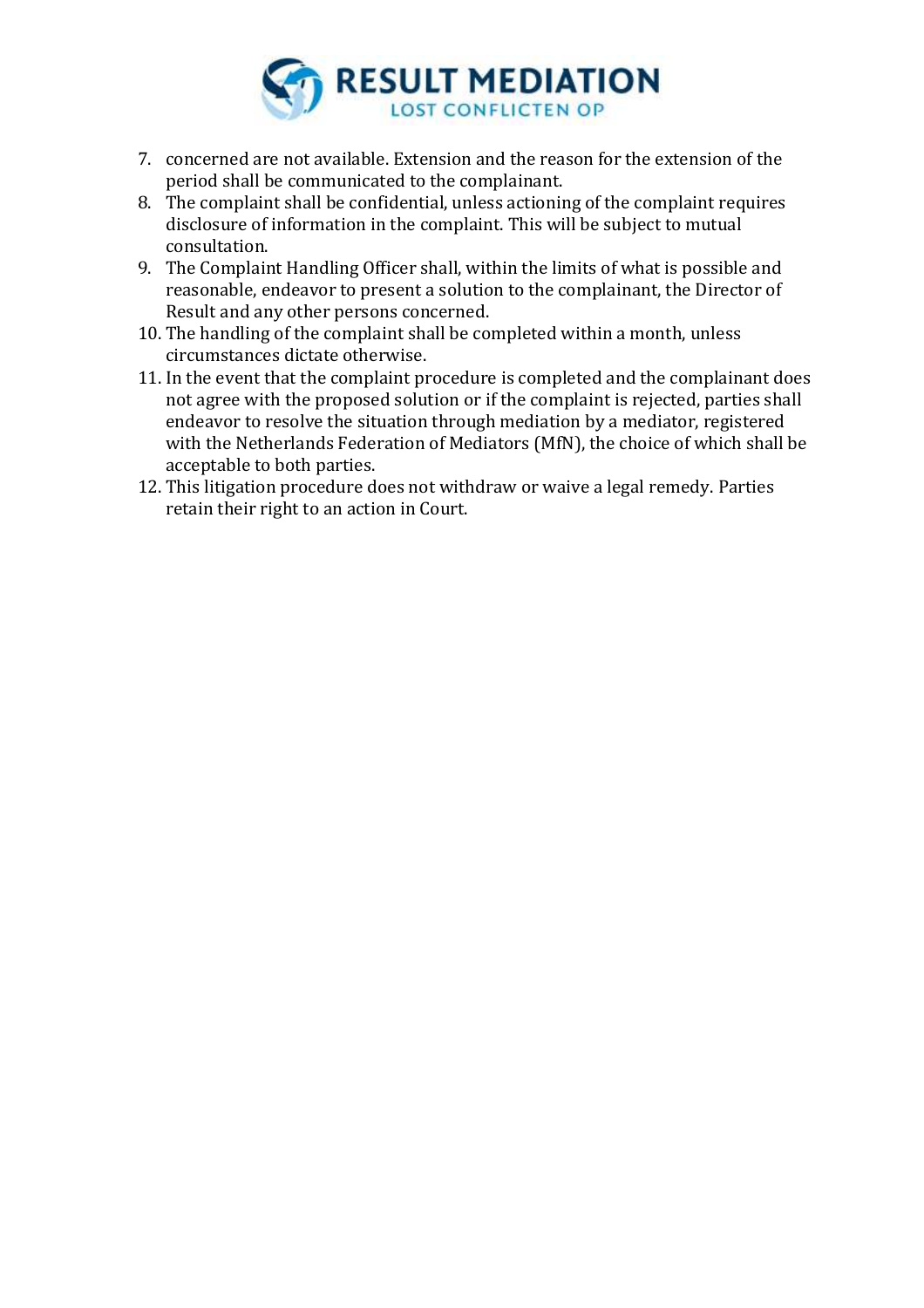7. concerned are not available. Extension and the reason for the extension of the period shall be communicated to the complainant.
8. The complaint shall be confidential, unless actioning of the complaint requires disclosure of information in the complaint. This will be subject to mutual consultation.
9. The Complaint Handling Officer shall, within the limits of what is possible and reasonable, endeavor to present a solution to the complainant, the Director of Result and any other persons concerned.
10. The handling of the complaint shall be completed within a month, unless circumstances dictate otherwise.
11. In the event that the complaint procedure is completed and the complainant does not agree with the proposed solution or if the complaint is rejected, parties shall endeavor to resolve the situation through mediation by a mediator, registered with the Netherlands Federation of Mediators (MfN), the choice of which shall be acceptable to both parties.
12. This litigation procedure does not withdraw or waive a legal remedy. Parties retain their right to an action in Court.